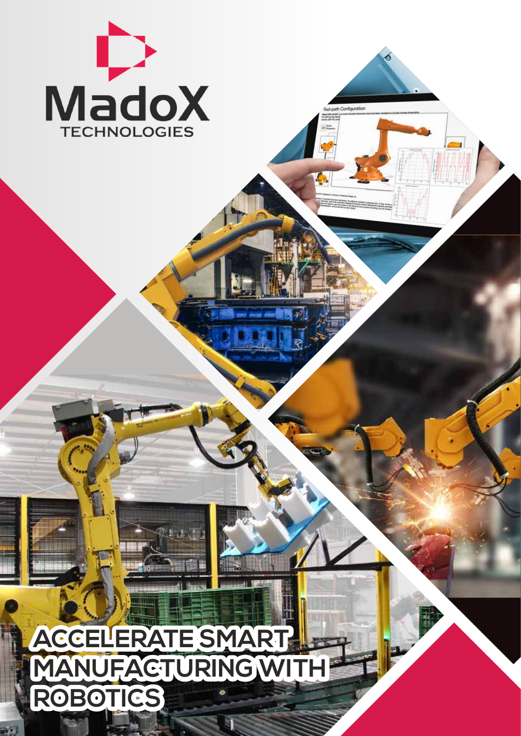MadoX

TECHNOLOGIES

# ACCELERATE SMART MANUFACTURING WITH ROBOTICS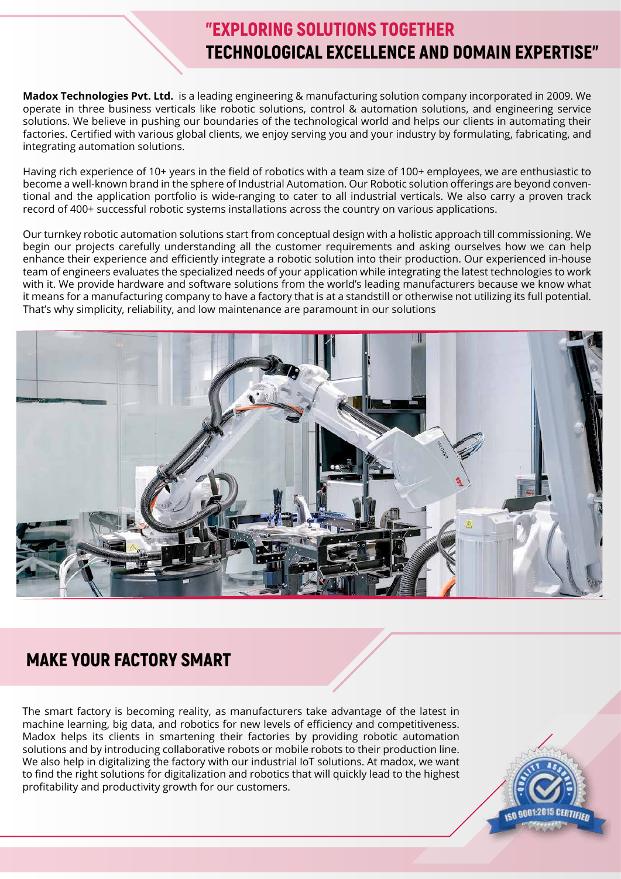# "EXPLORING SOLUTIONS TOGETHER TECHNOLOGICAL EXCELLENCE AND DOMAIN EXPERTISE"

**Madox Technologies Pvt. Ltd.** is a leading engineering & manufacturing solution company incorporated in 2009. We operate in three business verticals like robotic solutions, control & automation solutions, and engineering service solutions. We believe in pushing our boundaries of the technological world and helps our clients in automating their factories. Certified with various global clients, we enjoy serving you and your industry by formulating, fabricating, and integrating automation solutions.

Having rich experience of 10+ years in the field of robotics with a team size of 100+ employees, we are enthusiastic to become a well-known brand in the sphere of Industrial Automation. Our Robotic solution offerings are beyond conventional and the application portfolio is wide-ranging to cater to all industrial verticals. We also carry a proven track record of 400+ successful robotic systems installations across the country on various applications.

Our turnkey robotic automation solutions start from conceptual design with a holistic approach till commissioning. We begin our projects carefully understanding all the customer requirements and asking ourselves how we can help enhance their experience and efficiently integrate a robotic solution into their production. Our experienced in-house team of engineers evaluates the specialized needs of your application while integrating the latest technologies to work with it. We provide hardware and software solutions from the world's leading manufacturers because we know what it means for a manufacturing company to have a factory that is at a standstill or otherwise not utilizing its full potential. That's why simplicity, reliability, and low maintenance are paramount in our solutions

## MAKE YOUR FACTORY SMART

The smart factory is becoming reality, as manufacturers take advantage of the latest in machine learning, big data, and robotics for new levels of efficiency and competitiveness. Madox helps its clients in smartening their factories by providing robotic automation solutions and by introducing collaborative robots or mobile robots to their production line. We also help in digitalizing the factory with our industrial IoT solutions. At madox, we want to find the right solutions for digitalization and robotics that will quickly lead to the highest profitability and productivity growth for our customers.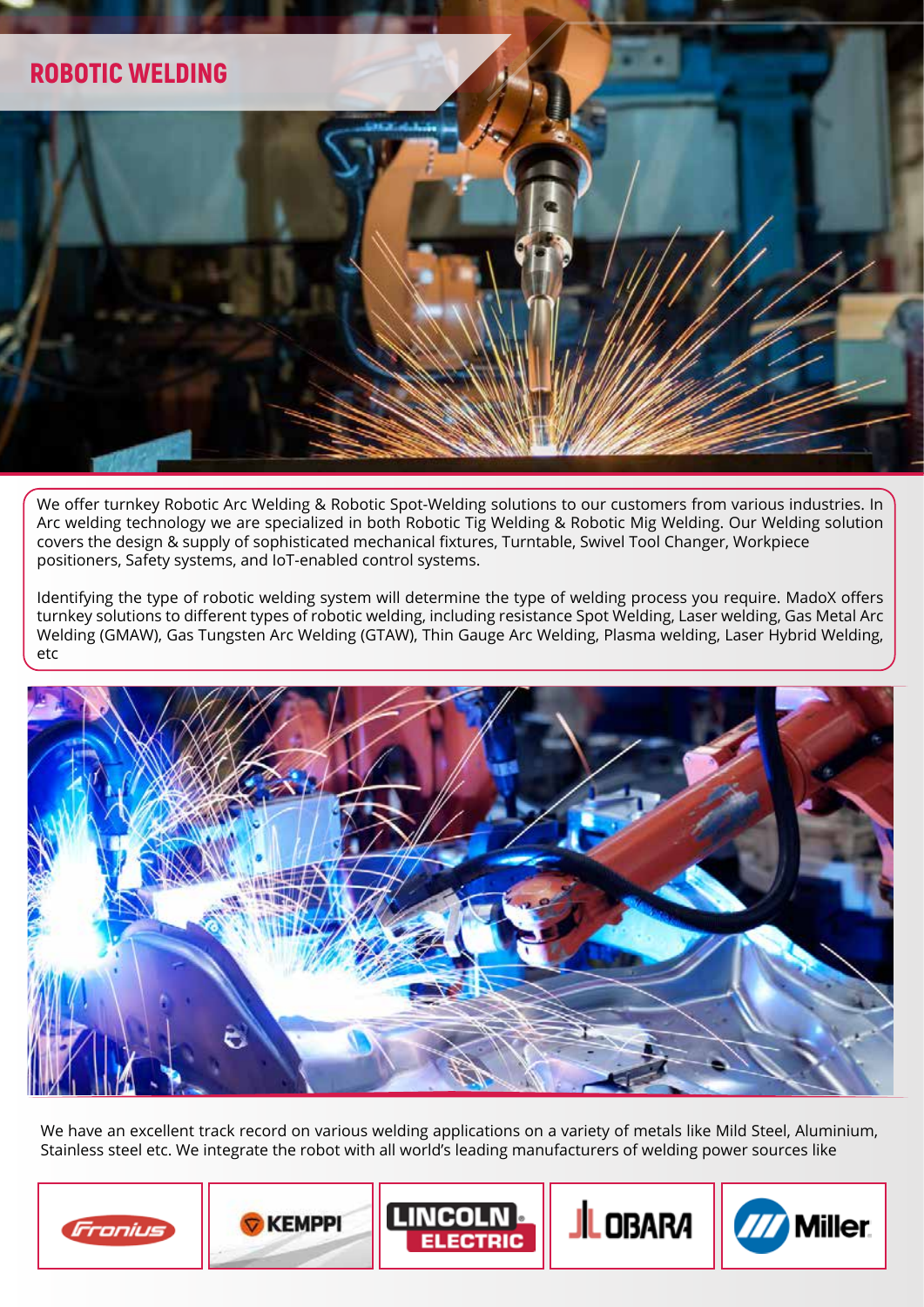# ROBOTIC WELDING

We offer turnkey Robotic Arc Welding & Robotic Spot-Welding solutions to our customers from various industries. In Arc welding technology we are specialized in both Robotic Tig Welding & Robotic Mig Welding. Our Welding solution covers the design & supply of sophisticated mechanical fixtures, Turntable, Swivel Tool Changer, Workpiece positioners, Safety systems, and IoT-enabled control systems.

Identifying the type of robotic welding system will determine the type of welding process you require. MadoX offers turnkey solutions to different types of robotic welding, including resistance Spot Welding, Laser welding, Gas Metal Arc Welding (GMAW), Gas Tungsten Arc Welding (GTAW), Thin Gauge Arc Welding, Plasma welding, Laser Hybrid Welding, etc

We have an excellent track record on various welding applications on a variety of metals like Mild Steel, Aluminium, Stainless steel etc. We integrate the robot with all world's leading manufacturers of welding power sources like

Fronius | KEMPPI | LINCOLN ELECTRIC | OBARA | Miller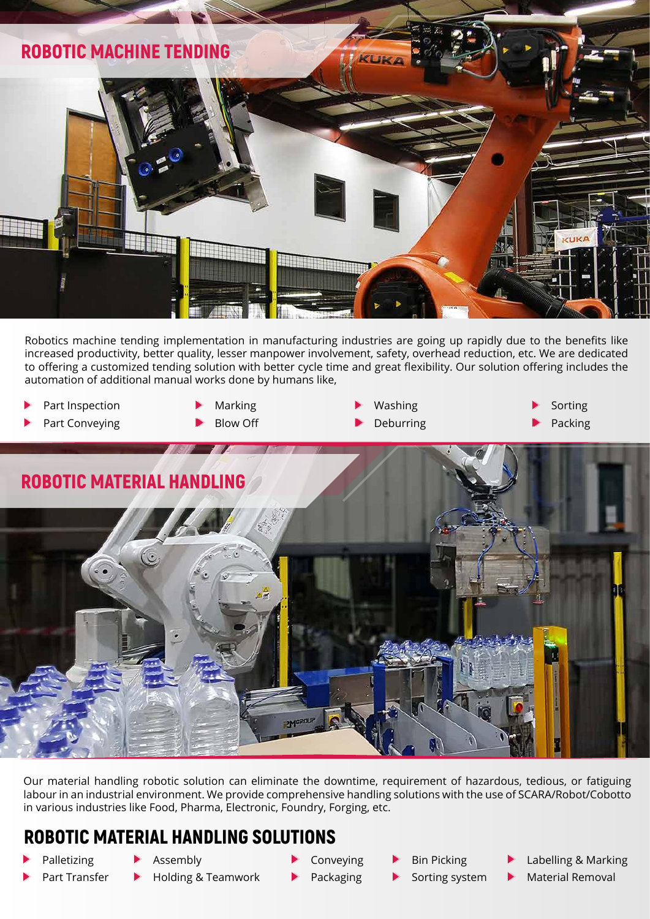## ROBOTIC MACHINE TENDING

Robotics machine tending implementation in manufacturing industries are going up rapidly due to the benefits like increased productivity, better quality, lesser manpower involvement, safety, overhead reduction, etc. We are dedicated to offering a customized tending solution with better cycle time and great flexibility. Our solution offering includes the automation of additional manual works done by humans like,

- Part Inspection
- Part Conveying
- Marking
- Blow Off
- Washing
- Deburring
- Sorting
- Packing

## ROBOTIC MATERIAL HANDLING

Our material handling robotic solution can eliminate the downtime, requirement of hazardous, tedious, or fatiguing labour in an industrial environment. We provide comprehensive handling solutions with the use of SCARA/Robot/Cobotto in various industries like Food, Pharma, Electronic, Foundry, Forging, etc.

## ROBOTIC MATERIAL HANDLING SOLUTIONS

- Palletizing
- Part Transfer
- Assembly
- Holding & Teamwork
- Conveying
- Packaging
- Bin Picking
- Sorting system
- Labelling & Marking
- Material Removal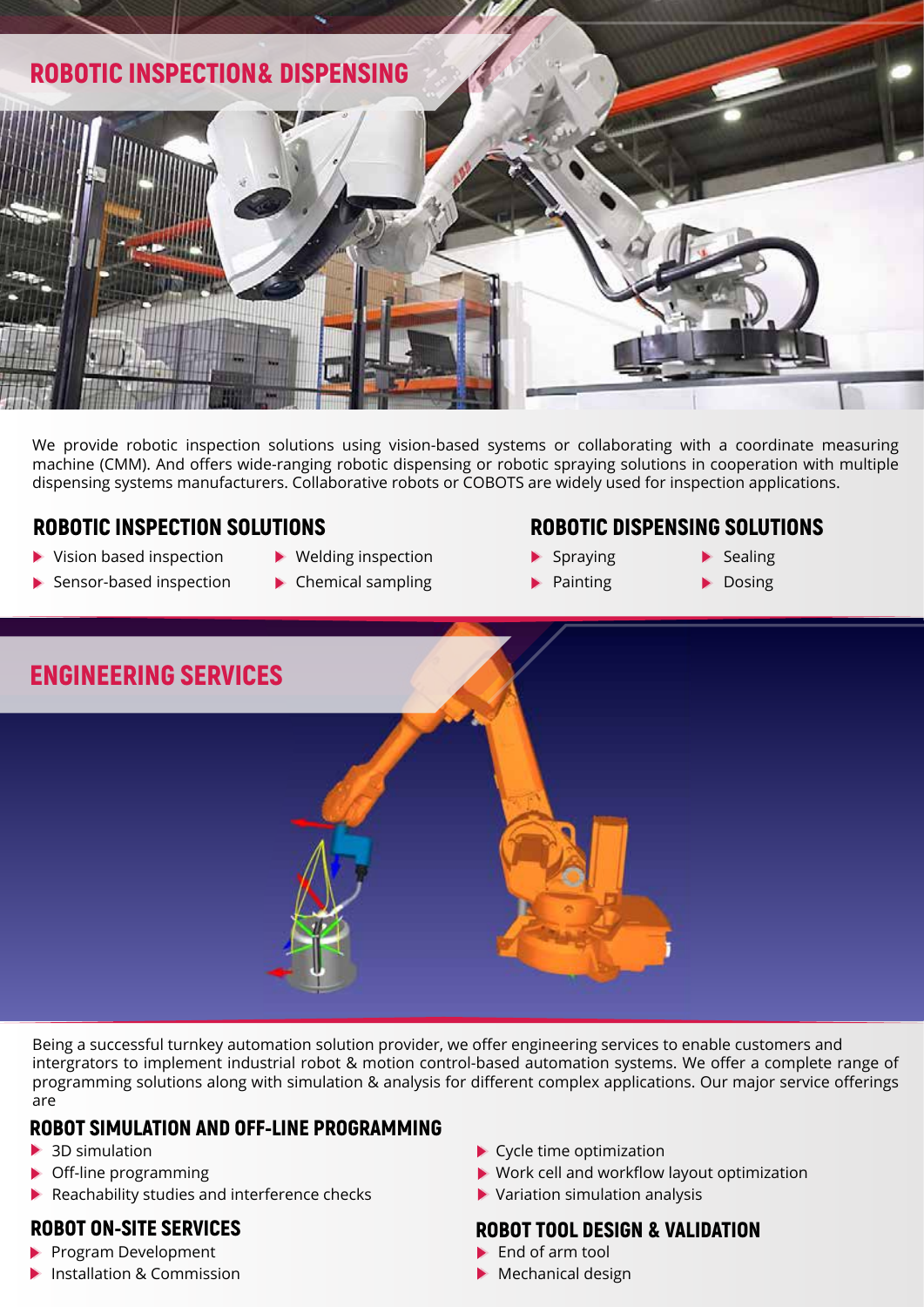# ROBOTIC INSPECTION& DISPENSING

We provide robotic inspection solutions using vision-based systems or collaborating with a coordinate measuring machine (CMM). And offers wide-ranging robotic dispensing or robotic spraying solutions in cooperation with multiple dispensing systems manufacturers. Collaborative robots or COBOTS are widely used for inspection applications.

## ROBOTIC INSPECTION SOLUTIONS

- Vision based inspection
- Sensor-based inspection
- Welding inspection
- Chemical sampling

## ROBOTIC DISPENSING SOLUTIONS

- Spraying
- Painting
- Sealing
- Dosing

# ENGINEERING SERVICES

Being a successful turnkey automation solution provider, we offer engineering services to enable customers and intergrators to implement industrial robot & motion control-based automation systems. We offer a complete range of programming solutions along with simulation & analysis for different complex applications. Our major service offerings are

## ROBOT SIMULATION AND OFF-LINE PROGRAMMING

- 3D simulation
- Off-line programming
- Reachability studies and interference checks
- Cycle time optimization
- Work cell and workflow layout optimization
- Variation simulation analysis

## ROBOT ON-SITE SERVICES

- Program Development
- Installation & Commission

## ROBOT TOOL DESIGN & VALIDATION

- End of arm tool
- Mechanical design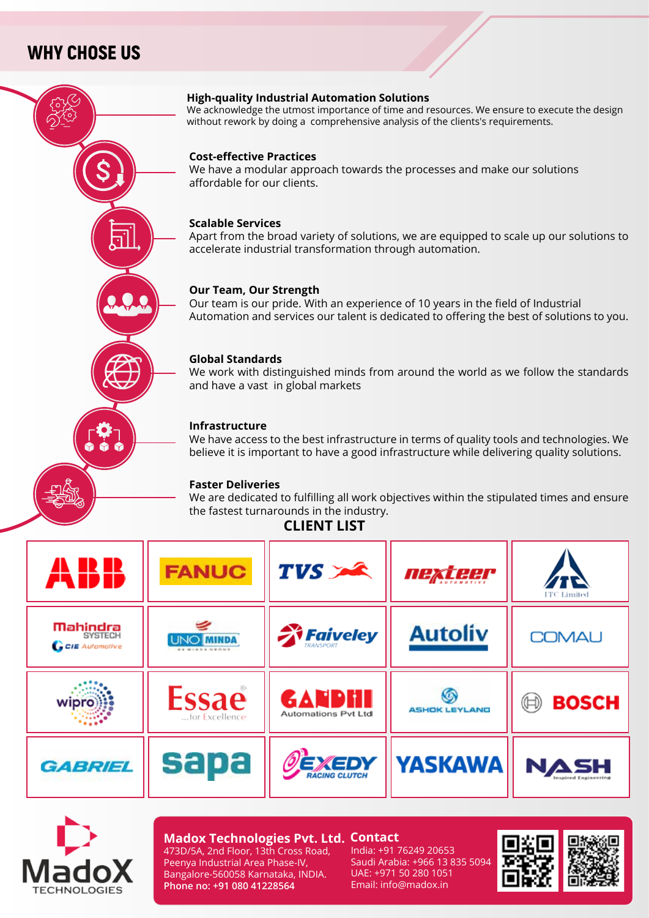## WHY CHOSE US

**High-quality Industrial Automation Solutions**
We acknowledge the utmost importance of time and resources. We ensure to execute the design without rework by doing a comprehensive analysis of the clients's requirements.

**Cost-effective Practices**
We have a modular approach towards the processes and make our solutions affordable for our clients.

**Scalable Services**
Apart from the broad variety of solutions, we are equipped to scale up our solutions to accelerate industrial transformation through automation.

**Our Team, Our Strength**
Our team is our pride. With an experience of 10 years in the field of Industrial Automation and services our talent is dedicated to offering the best of solutions to you.

**Global Standards**
We work with distinguished minds from around the world as we follow the standards and have a vast in global markets

**Infrastructure**
We have access to the best infrastructure in terms of quality tools and technologies. We believe it is important to have a good infrastructure while delivering quality solutions.

**Faster Deliveries**
We are dedicated to fulfilling all work objectives within the stipulated times and ensure the fastest turnarounds in the industry.

## CLIENT LIST

| | | | | |
|---|---|---|---|---|
| ABB | FANUC | TVS | nexteer AUTOMOTIVE | ITC Limited |
| Mahindra SYSTECH CIE Automotive | UNO MINDA | Faiveley TRANSPORT | Autoliv | COMAU |
| wipro | Essae ...for Excellence | GANDHI Automations Pvt Ltd | ASHOK LEYLAND | BOSCH |
| GABRIEL | sapa | EXEDY RACING CLUTCH | YASKAWA | NASH Inspired Engineering |

MadoX TECHNOLOGIES

**Madox Technologies Pvt. Ltd.**
473D/5A, 2nd Floor, 13th Cross Road,
Peenya Industrial Area Phase-IV,
Bangalore-560058 Karnataka, INDIA.
**Phone no: +91 080 41228564**

**Contact**
India: +91 76249 20653
Saudi Arabia: +966 13 835 5094
UAE: +971 50 280 1051
Email: info@madox.in